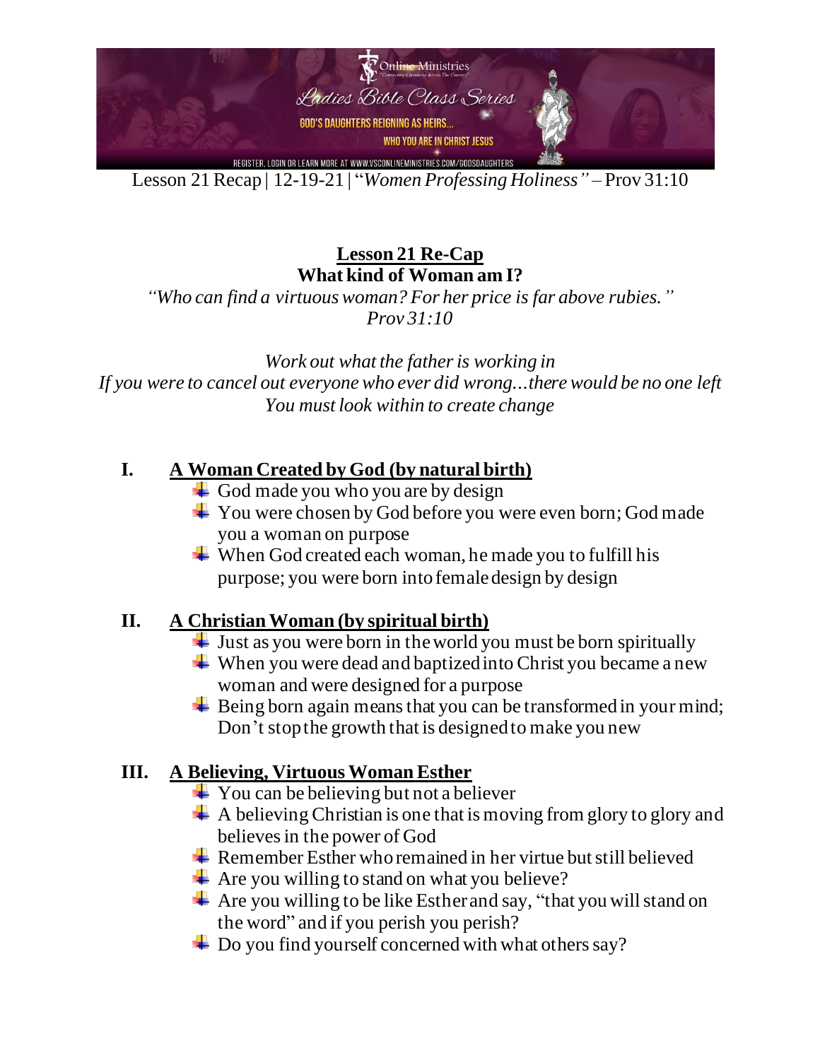Lesson 21 Recap | 12-19-21 | "*Women Professing Holiness"* – Prov 31:10

## Lesson 21 Re-Cap

### What kind of Woman am I?

*"Who can find a virtuous woman? For her price is far above rubies."*
*Prov 31:10*

*Work out what the father is working in*
*If you were to cancel out everyone who ever did wrong...there would be no one left*
*You must look within to create change*

## I. A Woman Created by God (by natural birth)

- God made you who you are by design
- You were chosen by God before you were even born; God made you a woman on purpose
- When God created each woman, he made you to fulfill his purpose; you were born into female design by design

## II. A Christian Woman (by spiritual birth)

- Just as you were born in the world you must be born spiritually
- When you were dead and baptized into Christ you became a new woman and were designed for a purpose
- Being born again means that you can be transformed in your mind; Don't stop the growth that is designed to make you new

## III. A Believing, Virtuous Woman Esther

- You can be believing but not a believer
- A believing Christian is one that is moving from glory to glory and believes in the power of God
- Remember Esther who remained in her virtue but still believed
- Are you willing to stand on what you believe?
- Are you willing to be like Esther and say, "that you will stand on the word" and if you perish you perish?
- Do you find yourself concerned with what others say?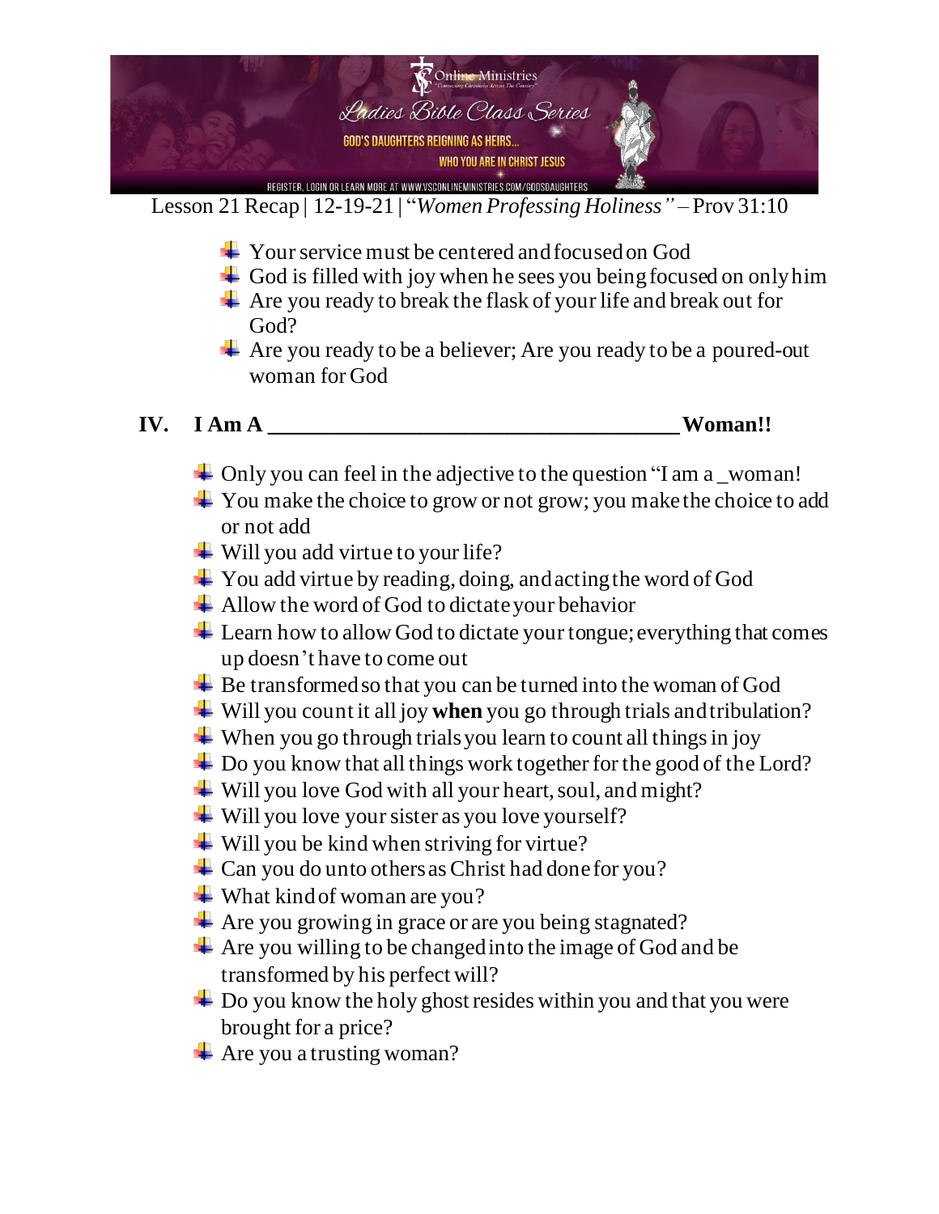Lesson 21 Recap | 12-19-21 | "*Women Professing Holiness"* – Prov 31:10

- Your service must be centered and focused on God
- God is filled with joy when he sees you being focused on only him
- Are you ready to break the flask of your life and break out for God?
- Are you ready to be a believer; Are you ready to be a poured-out woman for God

## IV. I Am A _______________________________________ Woman!!

- Only you can feel in the adjective to the question "I am a _woman!
- You make the choice to grow or not grow; you make the choice to add or not add
- Will you add virtue to your life?
- You add virtue by reading, doing, and acting the word of God
- Allow the word of God to dictate your behavior
- Learn how to allow God to dictate your tongue; everything that comes up doesn't have to come out
- Be transformed so that you can be turned into the woman of God
- Will you count it all joy **when** you go through trials and tribulation?
- When you go through trials you learn to count all things in joy
- Do you know that all things work together for the good of the Lord?
- Will you love God with all your heart, soul, and might?
- Will you love your sister as you love yourself?
- Will you be kind when striving for virtue?
- Can you do unto others as Christ had done for you?
- What kind of woman are you?
- Are you growing in grace or are you being stagnated?
- Are you willing to be changed into the image of God and be transformed by his perfect will?
- Do you know the holy ghost resides within you and that you were brought for a price?
- Are you a trusting woman?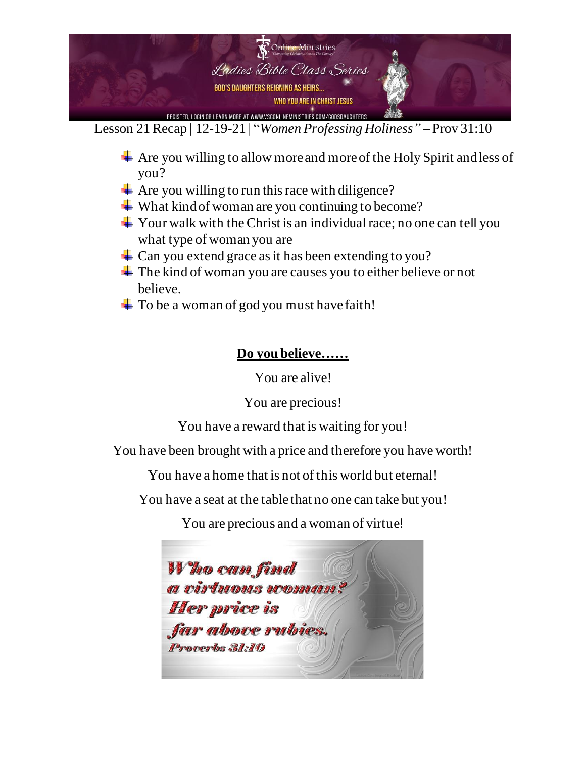Lesson 21 Recap | 12-19-21 | "*Women Professing Holiness"* – Prov 31:10

- Are you willing to allow more and more of the Holy Spirit and less of you?
- Are you willing to run this race with diligence?
- What kind of woman are you continuing to become?
- Your walk with the Christ is an individual race; no one can tell you what type of woman you are
- Can you extend grace as it has been extending to you?
- The kind of woman you are causes you to either believe or not believe.
- To be a woman of god you must have faith!

**<u>Do you believe……</u>**

You are alive!

You are precious!

You have a reward that is waiting for you!

You have been brought with a price and therefore you have worth!

You have a home that is not of this world but eternal!

You have a seat at the table that no one can take but you!

You are precious and a woman of virtue!